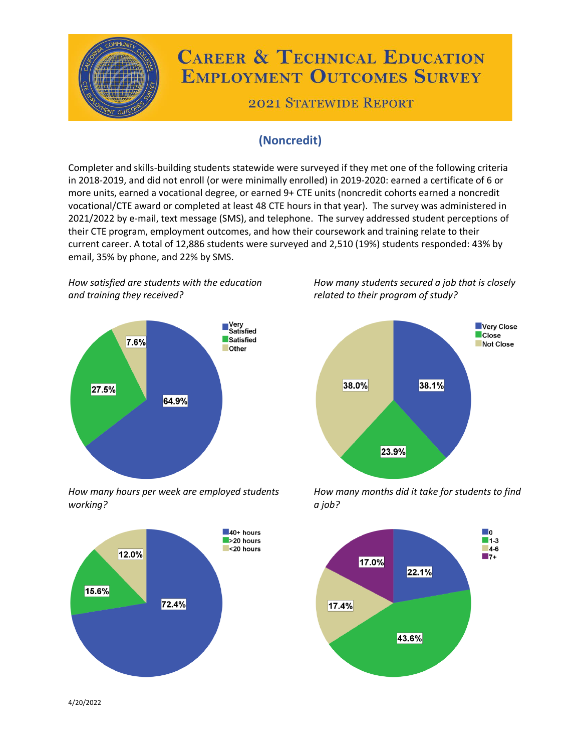# Career & Technical Education Employment Outcomes Survey

## 2021 Statewide Report

### (Noncredit)

Completer and skills-building students statewide were surveyed if they met one of the following criteria in 2018-2019, and did not enroll (or were minimally enrolled) in 2019-2020: earned a certificate of 6 or more units, earned a vocational degree, or earned 9+ CTE units (noncredit cohorts earned a noncredit vocational/CTE award or completed at least 48 CTE hours in that year). The survey was administered in 2021/2022 by e-mail, text message (SMS), and telephone. The survey addressed student perceptions of their CTE program, employment outcomes, and how their coursework and training relate to their current career. A total of 12,886 students were surveyed and 2,510 (19%) students responded: 43% by email, 35% by phone, and 22% by SMS.

*How satisfied are students with the education and training they received?*

| Response | Percent |
| --- | --- |
| Very Satisfied | 64.9% |
| Satisfied | 27.5% |
| Other | 7.6% |

*How many students secured a job that is closely related to their program of study?*

| Response | Percent |
| --- | --- |
| Very Close | 38.1% |
| Close | 23.9% |
| Not Close | 38.0% |

*How many hours per week are employed students working?*

| Response | Percent |
| --- | --- |
| 40+ hours | 72.4% |
| >20 hours | 15.6% |
| <20 hours | 12.0% |

*How many months did it take for students to find a job?*

| Response | Percent |
| --- | --- |
| 0 | 22.1% |
| 1-3 | 43.6% |
| 4-6 | 17.4% |
| 7+ | 17.0% |

4/20/2022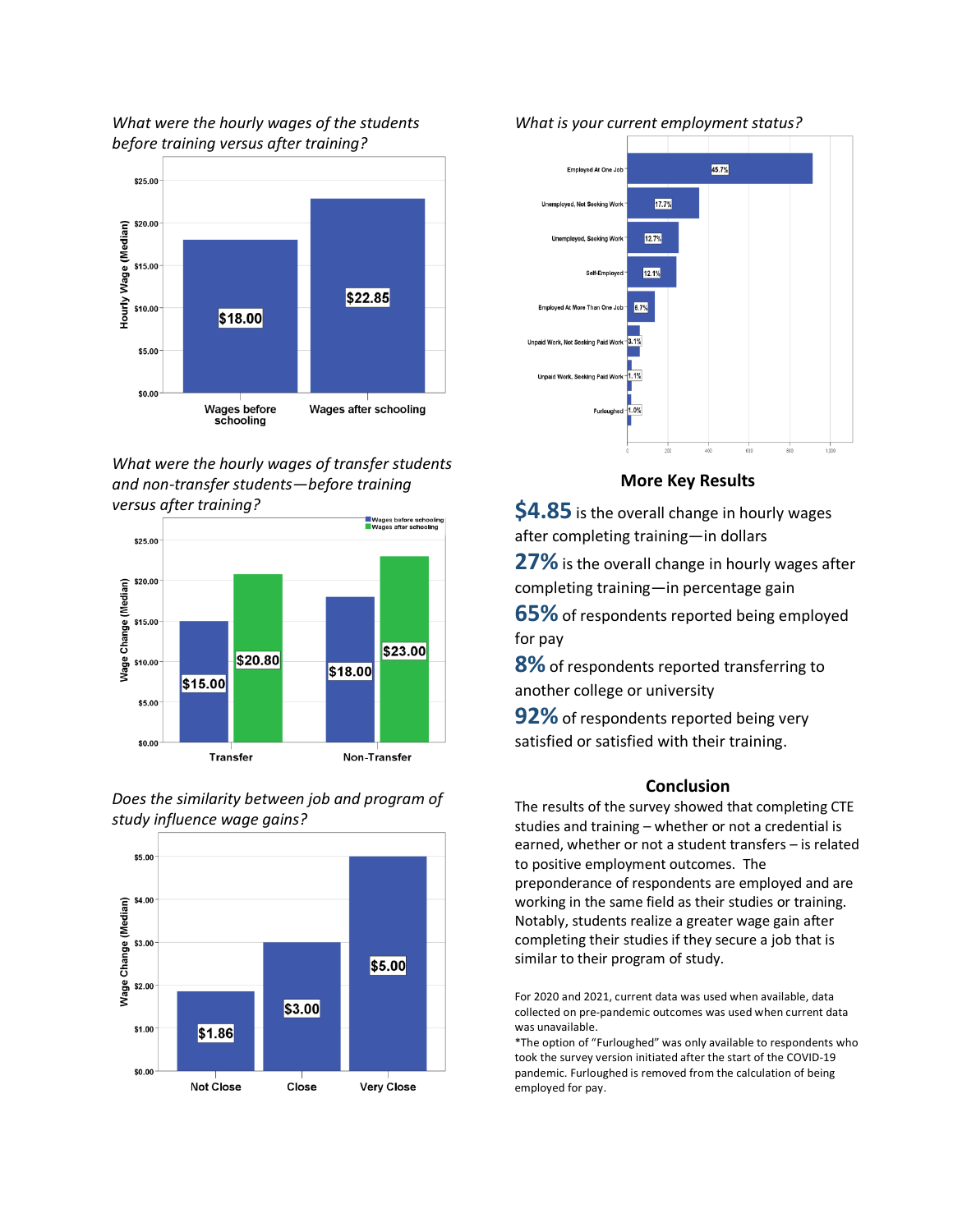*What were the hourly wages of the students before training versus after training?*

Hourly Wage (Median)

$25.00
$20.00
$15.00
$10.00
$5.00
$0.00

$18.00
$22.85

Wages before schooling
Wages after schooling

*What were the hourly wages of transfer students and non-transfer students—before training versus after training?*

Wages before schooling
Wages after schooling

Wage Change (Median)

$25.00
$20.00
$15.00
$10.00
$5.00
$0.00

$15.00
$20.80
$18.00
$23.00

Transfer
Non-Transfer

*Does the similarity between job and program of study influence wage gains?*

Wage Change (Median)

$5.00
$4.00
$3.00
$2.00
$1.00
$0.00

$1.86
$3.00
$5.00

Not Close
Close
Very Close

*What is your current employment status?*

Employed At One Job 45.7%
Unemployed, Not Seeking Work 17.7%
Unemployed, Seeking Work 12.7%
Self-Employed 12.1%
Employed At More Than One Job 6.7%
Unpaid Work, Not Seeking Paid Work 3.1%
Unpaid Work, Seeking Paid Work 1.1%
Furloughed 1.0%

0
200
400
600
800
1,000

## More Key Results

**$4.85** is the overall change in hourly wages after completing training—in dollars

**27%** is the overall change in hourly wages after completing training—in percentage gain

**65%** of respondents reported being employed for pay

**8%** of respondents reported transferring to another college or university

**92%** of respondents reported being very satisfied or satisfied with their training.

## Conclusion

The results of the survey showed that completing CTE studies and training – whether or not a credential is earned, whether or not a student transfers – is related to positive employment outcomes. The preponderance of respondents are employed and are working in the same field as their studies or training. Notably, students realize a greater wage gain after completing their studies if they secure a job that is similar to their program of study.

For 2020 and 2021, current data was used when available, data collected on pre-pandemic outcomes was used when current data was unavailable.

*The option of "Furloughed" was only available to respondents who took the survey version initiated after the start of the COVID-19 pandemic. Furloughed is removed from the calculation of being employed for pay.